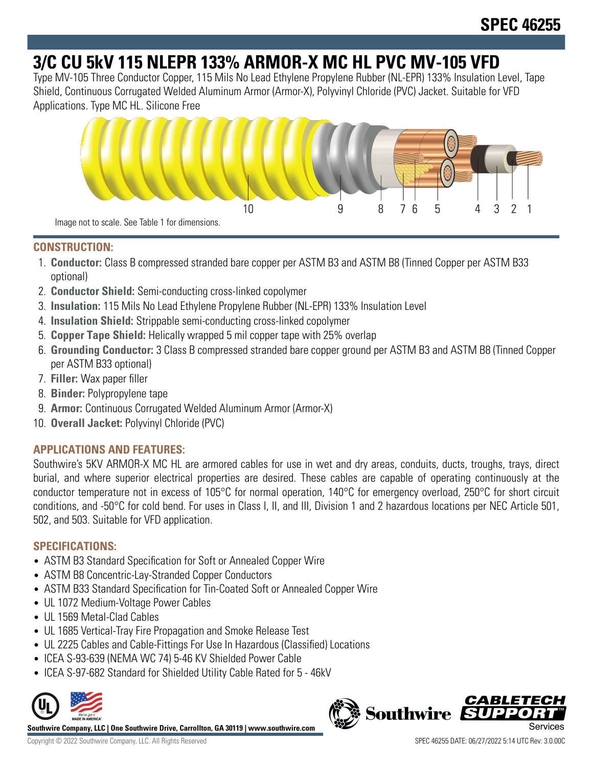# SPEC 46255

# 3/C CU 5kV 115 NLEPR 133% ARMOR-X MC HL PVC MV-105 VFD

Type MV-105 Three Conductor Copper, 115 Mils No Lead Ethylene Propylene Rubber (NL-EPR) 133% Insulation Level, Tape Shield, Continuous Corrugated Welded Aluminum Armor (Armor-X), Polyvinyl Chloride (PVC) Jacket. Suitable for VFD Applications. Type MC HL. Silicone Free

Image not to scale. See Table 1 for dimensions.

## CONSTRUCTION:

1. **Conductor:** Class B compressed stranded bare copper per ASTM B3 and ASTM B8 (Tinned Copper per ASTM B33 optional)
2. **Conductor Shield:** Semi-conducting cross-linked copolymer
3. **Insulation:** 115 Mils No Lead Ethylene Propylene Rubber (NL-EPR) 133% Insulation Level
4. **Insulation Shield:** Strippable semi-conducting cross-linked copolymer
5. **Copper Tape Shield:** Helically wrapped 5 mil copper tape with 25% overlap
6. **Grounding Conductor:** 3 Class B compressed stranded bare copper ground per ASTM B3 and ASTM B8 (Tinned Copper per ASTM B33 optional)
7. **Filler:** Wax paper filler
8. **Binder:** Polypropylene tape
9. **Armor:** Continuous Corrugated Welded Aluminum Armor (Armor-X)
10. **Overall Jacket:** Polyvinyl Chloride (PVC)

## APPLICATIONS AND FEATURES:

Southwire's 5KV ARMOR-X MC HL are armored cables for use in wet and dry areas, conduits, ducts, troughs, trays, direct burial, and where superior electrical properties are desired. These cables are capable of operating continuously at the conductor temperature not in excess of 105°C for normal operation, 140°C for emergency overload, 250°C for short circuit conditions, and -50°C for cold bend. For uses in Class I, II, and III, Division 1 and 2 hazardous locations per NEC Article 501, 502, and 503. Suitable for VFD application.

## SPECIFICATIONS:

- ASTM B3 Standard Specification for Soft or Annealed Copper Wire
- ASTM B8 Concentric-Lay-Stranded Copper Conductors
- ASTM B33 Standard Specification for Tin-Coated Soft or Annealed Copper Wire
- UL 1072 Medium-Voltage Power Cables
- UL 1569 Metal-Clad Cables
- UL 1685 Vertical-Tray Fire Propagation and Smoke Release Test
- UL 2225 Cables and Cable-Fittings For Use In Hazardous (Classified) Locations
- ICEA S-93-639 (NEMA WC 74) 5-46 KV Shielded Power Cable
- ICEA S-97-682 Standard for Shielded Utility Cable Rated for 5 - 46kV

Southwire Company, LLC | One Southwire Drive, Carrollton, GA 30119 | www.southwire.com

Copyright © 2022 Southwire Company, LLC. All Rights Reserved

SPEC 46255 DATE: 06/27/2022 5:14 UTC Rev: 3.0.00C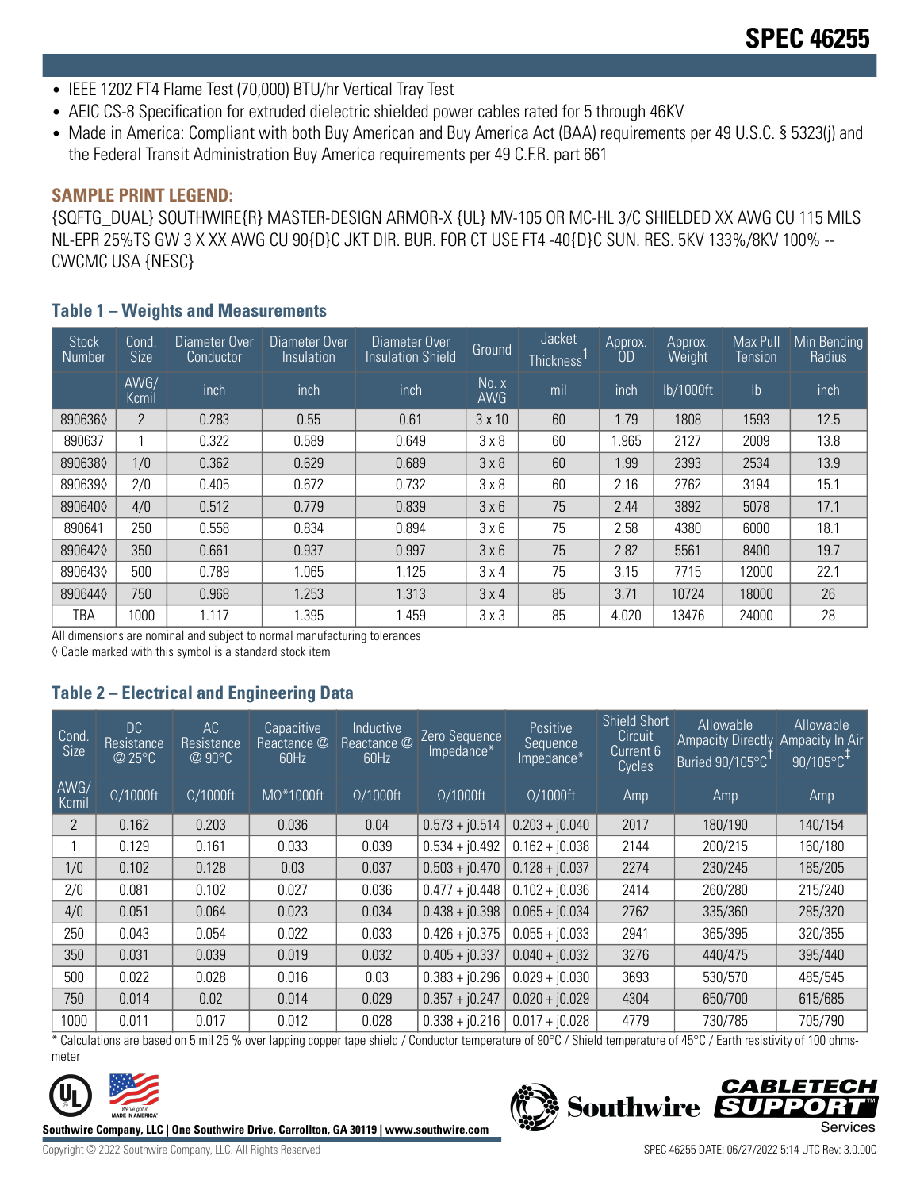- IEEE 1202 FT4 Flame Test (70,000) BTU/hr Vertical Tray Test
- AEIC CS-8 Specification for extruded dielectric shielded power cables rated for 5 through 46KV
- Made in America: Compliant with both Buy American and Buy America Act (BAA) requirements per 49 U.S.C. § 5323(j) and the Federal Transit Administration Buy America requirements per 49 C.F.R. part 661

## SAMPLE PRINT LEGEND:

{SQFTG_DUAL} SOUTHWIRE{R} MASTER-DESIGN ARMOR-X {UL} MV-105 OR MC-HL 3/C SHIELDED XX AWG CU 115 MILS NL-EPR 25%TS GW 3 X XX AWG CU 90{D}C JKT DIR. BUR. FOR CT USE FT4 -40{D}C SUN. RES. 5KV 133%/8KV 100% -- CWCMC USA {NESC}

### Table 1 – Weights and Measurements

| Stock Number | Cond. Size | Diameter Over Conductor | Diameter Over Insulation | Diameter Over Insulation Shield | Ground | Jacket Thickness[1] | Approx. OD | Approx. Weight | Max Pull Tension | Min Bending Radius |
|---|---|---|---|---|---|---|---|---|---|---|
| | AWG/ Kcmil | inch | inch | inch | No. x AWG | mil | inch | lb/1000ft | lb | inch |
| 890636◊ | 2 | 0.283 | 0.55 | 0.61 | 3 x 10 | 60 | 1.79 | 1808 | 1593 | 12.5 |
| 890637 | 1 | 0.322 | 0.589 | 0.649 | 3 x 8 | 60 | 1.965 | 2127 | 2009 | 13.8 |
| 890638◊ | 1/0 | 0.362 | 0.629 | 0.689 | 3 x 8 | 60 | 1.99 | 2393 | 2534 | 13.9 |
| 890639◊ | 2/0 | 0.405 | 0.672 | 0.732 | 3 x 8 | 60 | 2.16 | 2762 | 3194 | 15.1 |
| 890640◊ | 4/0 | 0.512 | 0.779 | 0.839 | 3 x 6 | 75 | 2.44 | 3892 | 5078 | 17.1 |
| 890641 | 250 | 0.558 | 0.834 | 0.894 | 3 x 6 | 75 | 2.58 | 4380 | 6000 | 18.1 |
| 890642◊ | 350 | 0.661 | 0.937 | 0.997 | 3 x 6 | 75 | 2.82 | 5561 | 8400 | 19.7 |
| 890643◊ | 500 | 0.789 | 1.065 | 1.125 | 3 x 4 | 75 | 3.15 | 7715 | 12000 | 22.1 |
| 890644◊ | 750 | 0.968 | 1.253 | 1.313 | 3 x 4 | 85 | 3.71 | 10724 | 18000 | 26 |
| TBA | 1000 | 1.117 | 1.395 | 1.459 | 3 x 3 | 85 | 4.020 | 13476 | 24000 | 28 |

All dimensions are nominal and subject to normal manufacturing tolerances

◊ Cable marked with this symbol is a standard stock item

### Table 2 – Electrical and Engineering Data

| Cond. Size | DC Resistance @ 25°C | AC Resistance @ 90°C | Capacitive Reactance @ 60Hz | Inductive Reactance @ 60Hz | Zero Sequence Impedance* | Positive Sequence Impedance* | Shield Short Circuit Current 6 Cycles | Allowable Ampacity Directly Buried 90/105°C[†] | Allowable Ampacity In Air 90/105°C[‡] |
|---|---|---|---|---|---|---|---|---|---|
| AWG/ Kcmil | Ω/1000ft | Ω/1000ft | MΩ*1000ft | Ω/1000ft | Ω/1000ft | Ω/1000ft | Amp | Amp | Amp |
| 2 | 0.162 | 0.203 | 0.036 | 0.04 | 0.573 + j0.514 | 0.203 + j0.040 | 2017 | 180/190 | 140/154 |
| 1 | 0.129 | 0.161 | 0.033 | 0.039 | 0.534 + j0.492 | 0.162 + j0.038 | 2144 | 200/215 | 160/180 |
| 1/0 | 0.102 | 0.128 | 0.03 | 0.037 | 0.503 + j0.470 | 0.128 + j0.037 | 2274 | 230/245 | 185/205 |
| 2/0 | 0.081 | 0.102 | 0.027 | 0.036 | 0.477 + j0.448 | 0.102 + j0.036 | 2414 | 260/280 | 215/240 |
| 4/0 | 0.051 | 0.064 | 0.023 | 0.034 | 0.438 + j0.398 | 0.065 + j0.034 | 2762 | 335/360 | 285/320 |
| 250 | 0.043 | 0.054 | 0.022 | 0.033 | 0.426 + j0.375 | 0.055 + j0.033 | 2941 | 365/395 | 320/355 |
| 350 | 0.031 | 0.039 | 0.019 | 0.032 | 0.405 + j0.337 | 0.040 + j0.032 | 3276 | 440/475 | 395/440 |
| 500 | 0.022 | 0.028 | 0.016 | 0.03 | 0.383 + j0.296 | 0.029 + j0.030 | 3693 | 530/570 | 485/545 |
| 750 | 0.014 | 0.02 | 0.014 | 0.029 | 0.357 + j0.247 | 0.020 + j0.029 | 4304 | 650/700 | 615/685 |
| 1000 | 0.011 | 0.017 | 0.012 | 0.028 | 0.338 + j0.216 | 0.017 + j0.028 | 4779 | 730/785 | 705/790 |

\* Calculations are based on 5 mil 25 % over lapping copper tape shield / Conductor temperature of 90°C / Shield temperature of 45°C / Earth resistivity of 100 ohms-meter

Southwire Company, LLC | One Southwire Drive, Carrollton, GA 30119 | www.southwire.com

Copyright © 2022 Southwire Company, LLC. All Rights Reserved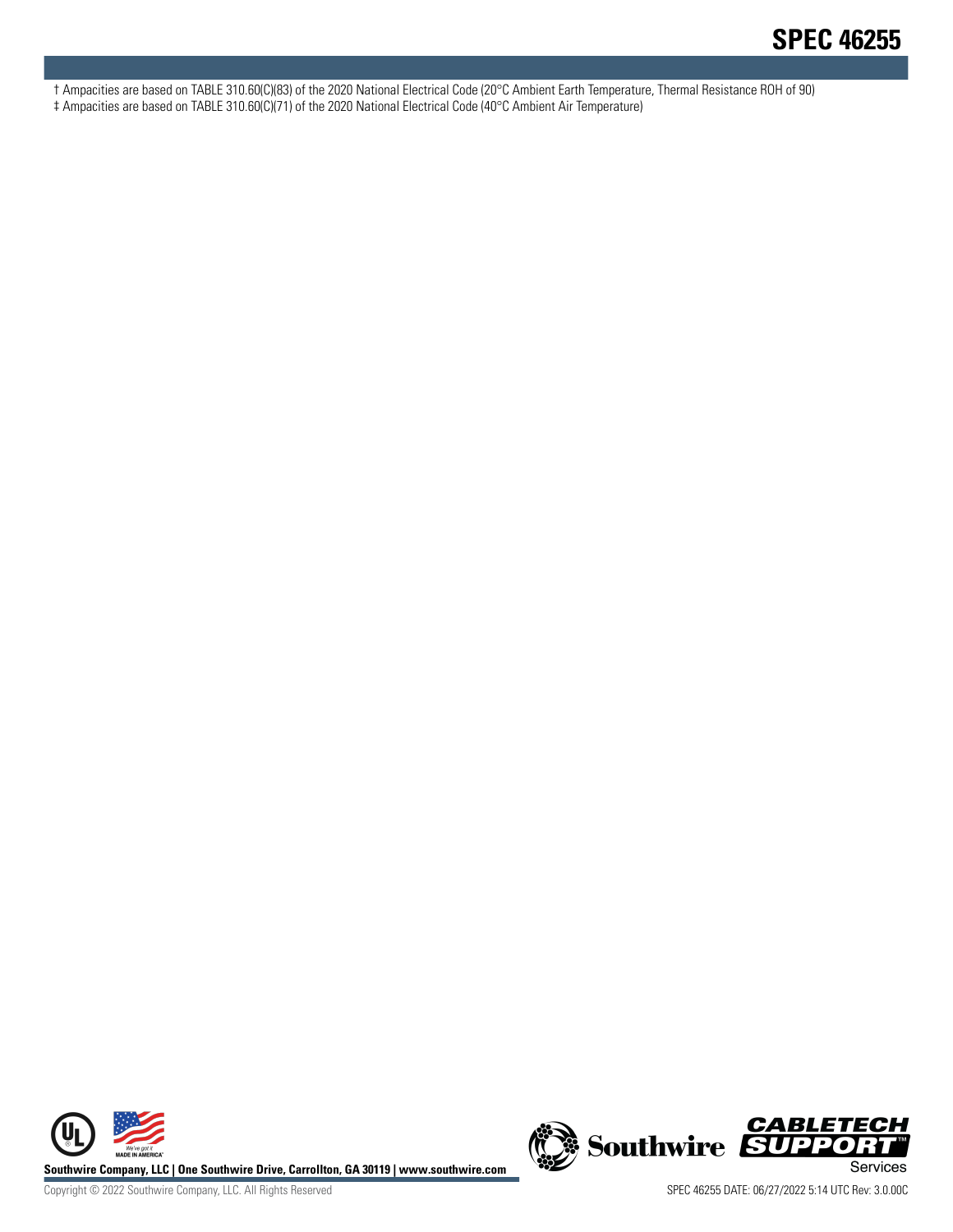† Ampacities are based on TABLE 310.60(C)(83) of the 2020 National Electrical Code (20°C Ambient Earth Temperature, Thermal Resistance ROH of 90)

‡ Ampacities are based on TABLE 310.60(C)(71) of the 2020 National Electrical Code (40°C Ambient Air Temperature)

**Southwire Company, LLC | One Southwire Drive, Carrollton, GA 30119 | www.southwire.com**

Copyright © 2022 Southwire Company, LLC. All Rights Reserved

SPEC 46255 DATE: 06/27/2022 5:14 UTC Rev: 3.0.00C